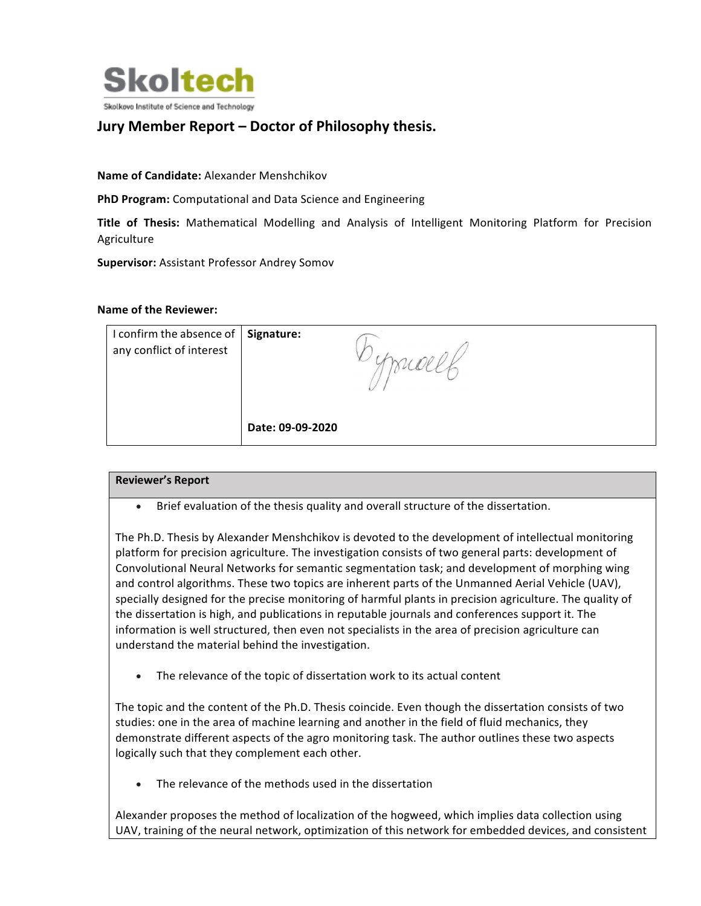Skoltech

Skolkovo Institute of Science and Technology

## Jury Member Report – Doctor of Philosophy thesis.

**Name of Candidate:** Alexander Menshchikov

**PhD Program:** Computational and Data Science and Engineering

**Title of Thesis:** Mathematical Modelling and Analysis of Intelligent Monitoring Platform for Precision Agriculture

**Supervisor:** Assistant Professor Andrey Somov

**Name of the Reviewer:**

| I confirm the absence of any conflict of interest | **Signature:** Бурмееб<br><br>**Date: 09-09-2020** |
|---|---|

| **Reviewer's Report** |
|---|

- Brief evaluation of the thesis quality and overall structure of the dissertation.

The Ph.D. Thesis by Alexander Menshchikov is devoted to the development of intellectual monitoring platform for precision agriculture. The investigation consists of two general parts: development of Convolutional Neural Networks for semantic segmentation task; and development of morphing wing and control algorithms. These two topics are inherent parts of the Unmanned Aerial Vehicle (UAV), specially designed for the precise monitoring of harmful plants in precision agriculture. The quality of the dissertation is high, and publications in reputable journals and conferences support it. The information is well structured, then even not specialists in the area of precision agriculture can understand the material behind the investigation.

- The relevance of the topic of dissertation work to its actual content

The topic and the content of the Ph.D. Thesis coincide. Even though the dissertation consists of two studies: one in the area of machine learning and another in the field of fluid mechanics, they demonstrate different aspects of the agro monitoring task. The author outlines these two aspects logically such that they complement each other.

- The relevance of the methods used in the dissertation

Alexander proposes the method of localization of the hogweed, which implies data collection using UAV, training of the neural network, optimization of this network for embedded devices, and consistent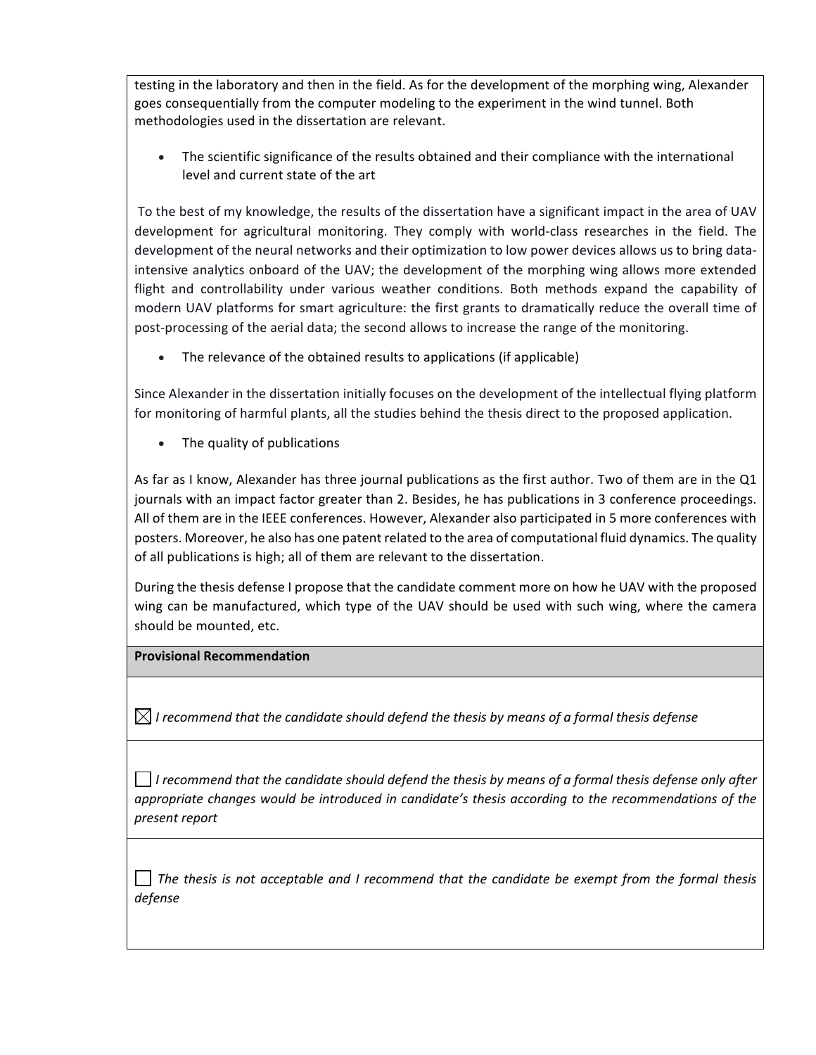testing in the laboratory and then in the field. As for the development of the morphing wing, Alexander goes consequentially from the computer modeling to the experiment in the wind tunnel. Both methodologies used in the dissertation are relevant.

- The scientific significance of the results obtained and their compliance with the international level and current state of the art

To the best of my knowledge, the results of the dissertation have a significant impact in the area of UAV development for agricultural monitoring. They comply with world-class researches in the field. The development of the neural networks and their optimization to low power devices allows us to bring data-intensive analytics onboard of the UAV; the development of the morphing wing allows more extended flight and controllability under various weather conditions. Both methods expand the capability of modern UAV platforms for smart agriculture: the first grants to dramatically reduce the overall time of post-processing of the aerial data; the second allows to increase the range of the monitoring.

- The relevance of the obtained results to applications (if applicable)

Since Alexander in the dissertation initially focuses on the development of the intellectual flying platform for monitoring of harmful plants, all the studies behind the thesis direct to the proposed application.

- The quality of publications

As far as I know, Alexander has three journal publications as the first author. Two of them are in the Q1 journals with an impact factor greater than 2. Besides, he has publications in 3 conference proceedings. All of them are in the IEEE conferences. However, Alexander also participated in 5 more conferences with posters. Moreover, he also has one patent related to the area of computational fluid dynamics. The quality of all publications is high; all of them are relevant to the dissertation.

During the thesis defense I propose that the candidate comment more on how he UAV with the proposed wing can be manufactured, which type of the UAV should be used with such wing, where the camera should be mounted, etc.

**Provisional Recommendation**

☒ *I recommend that the candidate should defend the thesis by means of a formal thesis defense*

☐ *I recommend that the candidate should defend the thesis by means of a formal thesis defense only after appropriate changes would be introduced in candidate's thesis according to the recommendations of the present report*

☐ *The thesis is not acceptable and I recommend that the candidate be exempt from the formal thesis defense*